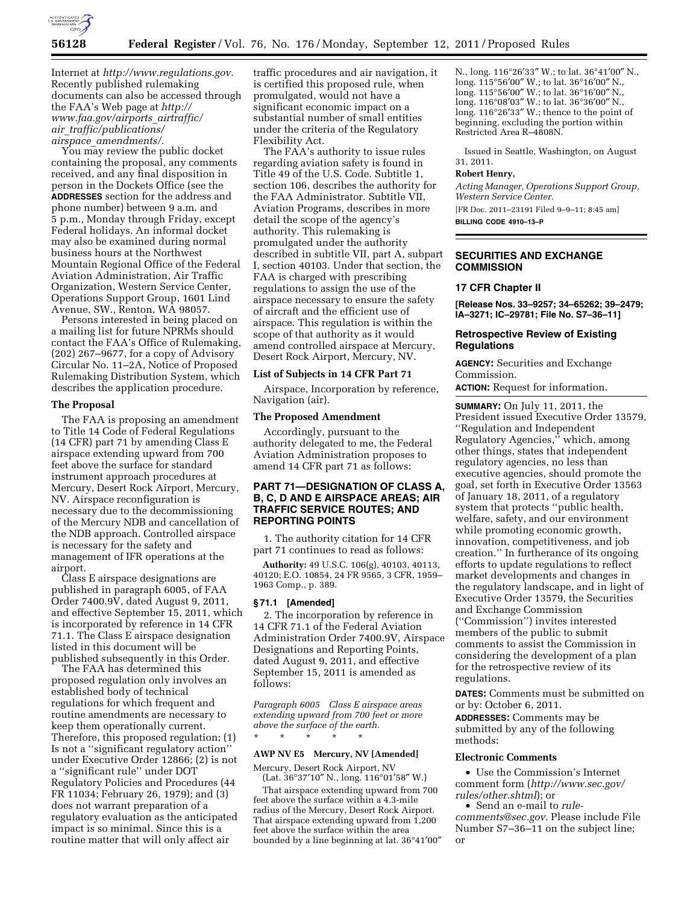Internet at *http://www.regulations.gov*. Recently published rulemaking documents can also be accessed through the FAA's Web page at *http://www.faa.gov/airports_airtraffic/air_traffic/publications/airspace_amendments/*.

You may review the public docket containing the proposal, any comments received, and any final disposition in person in the Dockets Office (see the **ADDRESSES** section for the address and phone number) between 9 a.m. and 5 p.m., Monday through Friday, except Federal holidays. An informal docket may also be examined during normal business hours at the Northwest Mountain Regional Office of the Federal Aviation Administration, Air Traffic Organization, Western Service Center, Operations Support Group, 1601 Lind Avenue, SW., Renton, WA 98057.

Persons interested in being placed on a mailing list for future NPRMs should contact the FAA's Office of Rulemaking, (202) 267–9677, for a copy of Advisory Circular No. 11–2A, Notice of Proposed Rulemaking Distribution System, which describes the application procedure.

### The Proposal

The FAA is proposing an amendment to Title 14 Code of Federal Regulations (14 CFR) part 71 by amending Class E airspace extending upward from 700 feet above the surface for standard instrument approach procedures at Mercury, Desert Rock Airport, Mercury, NV. Airspace reconfiguration is necessary due to the decommissioning of the Mercury NDB and cancellation of the NDB approach. Controlled airspace is necessary for the safety and management of IFR operations at the airport.

Class E airspace designations are published in paragraph 6005, of FAA Order 7400.9V, dated August 9, 2011, and effective September 15, 2011, which is incorporated by reference in 14 CFR 71.1. The Class E airspace designation listed in this document will be published subsequently in this Order.

The FAA has determined this proposed regulation only involves an established body of technical regulations for which frequent and routine amendments are necessary to keep them operationally current. Therefore, this proposed regulation; (1) Is not a "significant regulatory action" under Executive Order 12866; (2) is not a "significant rule" under DOT Regulatory Policies and Procedures (44 FR 11034; February 26, 1979); and (3) does not warrant preparation of a regulatory evaluation as the anticipated impact is so minimal. Since this is a routine matter that will only affect air traffic procedures and air navigation, it is certified this proposed rule, when promulgated, would not have a significant economic impact on a substantial number of small entities under the criteria of the Regulatory Flexibility Act.

The FAA's authority to issue rules regarding aviation safety is found in Title 49 of the U.S. Code. Subtitle 1, section 106, describes the authority for the FAA Administrator. Subtitle VII, Aviation Programs, describes in more detail the scope of the agency's authority. This rulemaking is promulgated under the authority described in subtitle VII, part A, subpart I, section 40103. Under that section, the FAA is charged with prescribing regulations to assign the use of the airspace necessary to ensure the safety of aircraft and the efficient use of airspace. This regulation is within the scope of that authority as it would amend controlled airspace at Mercury, Desert Rock Airport, Mercury, NV.

### List of Subjects in 14 CFR Part 71

Airspace, Incorporation by reference, Navigation (air).

### The Proposed Amendment

Accordingly, pursuant to the authority delegated to me, the Federal Aviation Administration proposes to amend 14 CFR part 71 as follows:

## PART 71—DESIGNATION OF CLASS A, B, C, D AND E AIRSPACE AREAS; AIR TRAFFIC SERVICE ROUTES; AND REPORTING POINTS

1. The authority citation for 14 CFR part 71 continues to read as follows:

**Authority:** 49 U.S.C. 106(g), 40103, 40113, 40120; E.O. 10854, 24 FR 9565, 3 CFR, 1959–1963 Comp., p. 389.

### § 71.1 [Amended]

2. The incorporation by reference in 14 CFR 71.1 of the Federal Aviation Administration Order 7400.9V, Airspace Designations and Reporting Points, dated August 9, 2011, and effective September 15, 2011 is amended as follows:

*Paragraph 6005 Class E airspace areas extending upward from 700 feet or more above the surface of the earth.*

\* \* \* \* \*

**AWP NV E5 Mercury, NV [Amended]**

Mercury, Desert Rock Airport, NV
(Lat. 36°37′10″ N., long. 116°01′58″ W.)

That airspace extending upward from 700 feet above the surface within a 4.3-mile radius of the Mercury, Desert Rock Airport. That airspace extending upward from 1,200 feet above the surface within the area bounded by a line beginning at lat. 36°41′00″ N., long. 116°26′33″ W.; to lat. 36°41′00″ N., long. 115°56′00″ W.; to lat. 36°16′00″ N., long. 115°56′00″ W.; to lat. 36°16′00″ N., long. 116°08′03″ W.; to lat. 36°36′00″ N., long. 116°26′33″ W.; thence to the point of beginning, excluding the portion within Restricted Area R–4808N.

Issued in Seattle, Washington, on August 31, 2011.

**Robert Henry,**

*Acting Manager, Operations Support Group, Western Service Center.*

[FR Doc. 2011–23191 Filed 9–9–11; 8:45 am]

**BILLING CODE 4910–13–P**

## SECURITIES AND EXCHANGE COMMISSION

### 17 CFR Chapter II

**[Release Nos. 33–9257; 34–65262; 39–2479; IA–3271; IC–29781; File No. S7–36–11]**

### Retrospective Review of Existing Regulations

**AGENCY:** Securities and Exchange Commission.

**ACTION:** Request for information.

**SUMMARY:** On July 11, 2011, the President issued Executive Order 13579, "Regulation and Independent Regulatory Agencies," which, among other things, states that independent regulatory agencies, no less than executive agencies, should promote the goal, set forth in Executive Order 13563 of January 18, 2011, of a regulatory system that protects "public health, welfare, safety, and our environment while promoting economic growth, innovation, competitiveness, and job creation." In furtherance of its ongoing efforts to update regulations to reflect market developments and changes in the regulatory landscape, and in light of Executive Order 13579, the Securities and Exchange Commission ("Commission") invites interested members of the public to submit comments to assist the Commission in considering the development of a plan for the retrospective review of its regulations.

**DATES:** Comments must be submitted on or by: October 6, 2011.

**ADDRESSES:** Comments may be submitted by any of the following methods:

### Electronic Comments

- Use the Commission's Internet comment form (*http://www.sec.gov/rules/other.shtml*); or
- Send an e-mail to *rule-comments@sec.gov*. Please include File Number S7–36–11 on the subject line; or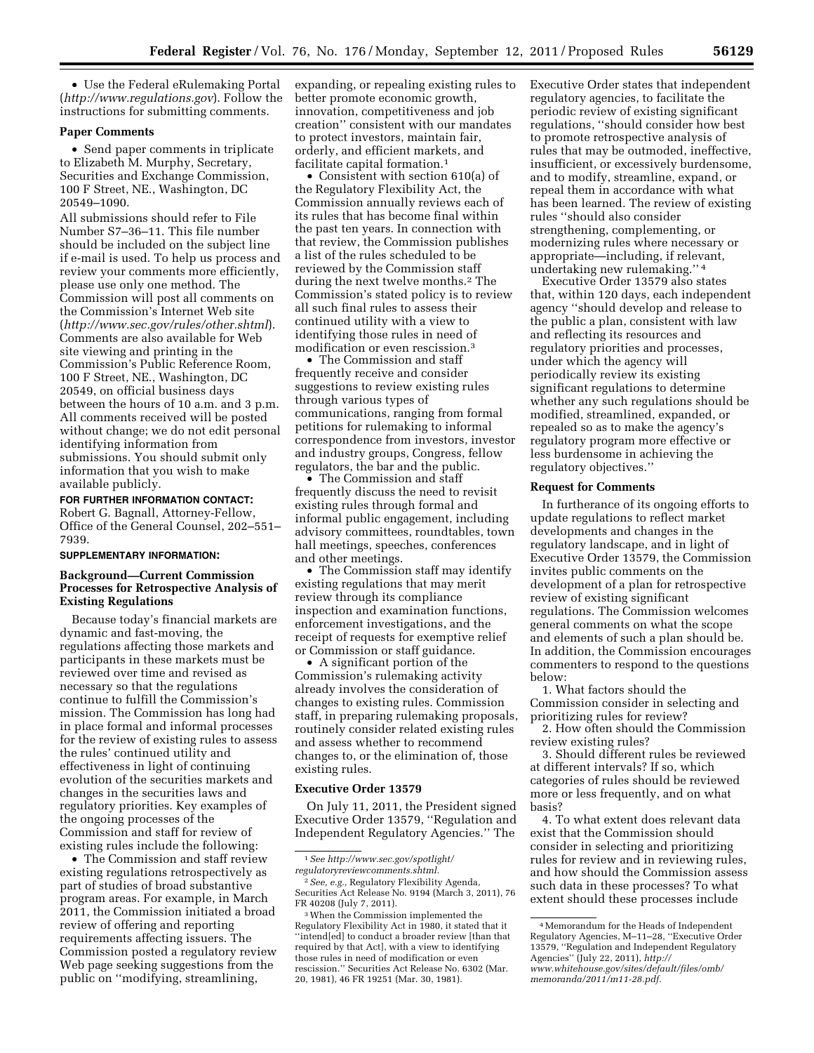- Use the Federal eRulemaking Portal (*http://www.regulations.gov*). Follow the instructions for submitting comments.

**Paper Comments**

- Send paper comments in triplicate to Elizabeth M. Murphy, Secretary, Securities and Exchange Commission, 100 F Street, NE., Washington, DC 20549–1090.

All submissions should refer to File Number S7–36–11. This file number should be included on the subject line if e-mail is used. To help us process and review your comments more efficiently, please use only one method. The Commission will post all comments on the Commission's Internet Web site (*http://www.sec.gov/rules/other.shtml*). Comments are also available for Web site viewing and printing in the Commission's Public Reference Room, 100 F Street, NE., Washington, DC 20549, on official business days between the hours of 10 a.m. and 3 p.m. All comments received will be posted without change; we do not edit personal identifying information from submissions. You should submit only information that you wish to make available publicly.

**FOR FURTHER INFORMATION CONTACT:** Robert G. Bagnall, Attorney-Fellow, Office of the General Counsel, 202–551–7939.

**SUPPLEMENTARY INFORMATION:**

## Background—Current Commission Processes for Retrospective Analysis of Existing Regulations

Because today's financial markets are dynamic and fast-moving, the regulations affecting those markets and participants in these markets must be reviewed over time and revised as necessary so that the regulations continue to fulfill the Commission's mission. The Commission has long had in place formal and informal processes for the review of existing rules to assess the rules' continued utility and effectiveness in light of continuing evolution of the securities markets and changes in the securities laws and regulatory priorities. Key examples of the ongoing processes of the Commission and staff for review of existing rules include the following:

- The Commission and staff review existing regulations retrospectively as part of studies of broad substantive program areas. For example, in March 2011, the Commission initiated a broad review of offering and reporting requirements affecting issuers. The Commission posted a regulatory review Web page seeking suggestions from the public on "modifying, streamlining, expanding, or repealing existing rules to better promote economic growth, innovation, competitiveness and job creation" consistent with our mandates to protect investors, maintain fair, orderly, and efficient markets, and facilitate capital formation.[1]
- Consistent with section 610(a) of the Regulatory Flexibility Act, the Commission annually reviews each of its rules that has become final within the past ten years. In connection with that review, the Commission publishes a list of the rules scheduled to be reviewed by the Commission staff during the next twelve months.[2] The Commission's stated policy is to review all such final rules to assess their continued utility with a view to identifying those rules in need of modification or even rescission.[3]
- The Commission and staff frequently receive and consider suggestions to review existing rules through various types of communications, ranging from formal petitions for rulemaking to informal correspondence from investors, investor and industry groups, Congress, fellow regulators, the bar and the public.
- The Commission and staff frequently discuss the need to revisit existing rules through formal and informal public engagement, including advisory committees, roundtables, town hall meetings, speeches, conferences and other meetings.
- The Commission staff may identify existing regulations that may merit review through its compliance inspection and examination functions, enforcement investigations, and the receipt of requests for exemptive relief or Commission or staff guidance.
- A significant portion of the Commission's rulemaking activity already involves the consideration of changes to existing rules. Commission staff, in preparing rulemaking proposals, routinely consider related existing rules and assess whether to recommend changes to, or the elimination of, those existing rules.

## Executive Order 13579

On July 11, 2011, the President signed Executive Order 13579, "Regulation and Independent Regulatory Agencies." The Executive Order states that independent regulatory agencies, to facilitate the periodic review of existing significant regulations, "should consider how best to promote retrospective analysis of rules that may be outmoded, ineffective, insufficient, or excessively burdensome, and to modify, streamline, expand, or repeal them in accordance with what has been learned. The review of existing rules "should also consider strengthening, complementing, or modernizing rules where necessary or appropriate—including, if relevant, undertaking new rulemaking."[4]

Executive Order 13579 also states that, within 120 days, each independent agency "should develop and release to the public a plan, consistent with law and reflecting its resources and regulatory priorities and processes, under which the agency will periodically review its existing significant regulations to determine whether any such regulations should be modified, streamlined, expanded, or repealed so as to make the agency's regulatory program more effective or less burdensome in achieving the regulatory objectives."

## Request for Comments

In furtherance of its ongoing efforts to update regulations to reflect market developments and changes in the regulatory landscape, and in light of Executive Order 13579, the Commission invites public comments on the development of a plan for retrospective review of existing significant regulations. The Commission welcomes general comments on what the scope and elements of such a plan should be. In addition, the Commission encourages commenters to respond to the questions below:

1. What factors should the Commission consider in selecting and prioritizing rules for review?
2. How often should the Commission review existing rules?
3. Should different rules be reviewed at different intervals? If so, which categories of rules should be reviewed more or less frequently, and on what basis?
4. To what extent does relevant data exist that the Commission should consider in selecting and prioritizing rules for review and in reviewing rules, and how should the Commission assess such data in these processes? To what extent should these processes include

---

[1] *See http://www.sec.gov/spotlight/regulatoryreviewcomments.shtml.*

[2] *See, e.g.,* Regulatory Flexibility Agenda, Securities Act Release No. 9194 (March 3, 2011), 76 FR 40208 (July 7, 2011).

[3] When the Commission implemented the Regulatory Flexibility Act in 1980, it stated that it "intend[ed] to conduct a broader review [than that required by that Act], with a view to identifying those rules in need of modification or even rescission." Securities Act Release No. 6302 (Mar. 20, 1981), 46 FR 19251 (Mar. 30, 1981).

[4] Memorandum for the Heads of Independent Regulatory Agencies, M–11–28, "Executive Order 13579, "Regulation and Independent Regulatory Agencies" (July 22, 2011), *http://www.whitehouse.gov/sites/default/files/omb/memoranda/2011/m11-28.pdf.*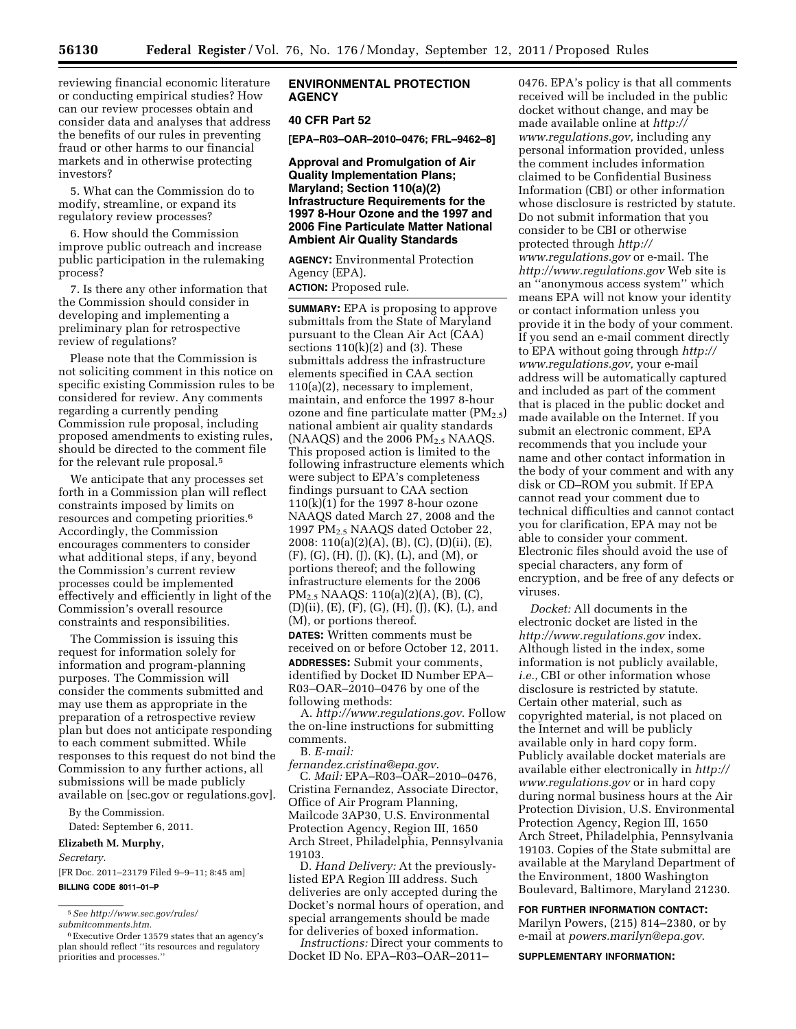reviewing financial economic literature or conducting empirical studies? How can our review processes obtain and consider data and analyses that address the benefits of our rules in preventing fraud or other harms to our financial markets and in otherwise protecting investors?

5. What can the Commission do to modify, streamline, or expand its regulatory review processes?

6. How should the Commission improve public outreach and increase public participation in the rulemaking process?

7. Is there any other information that the Commission should consider in developing and implementing a preliminary plan for retrospective review of regulations?

Please note that the Commission is not soliciting comment in this notice on specific existing Commission rules to be considered for review. Any comments regarding a currently pending Commission rule proposal, including proposed amendments to existing rules, should be directed to the comment file for the relevant rule proposal.[5]

We anticipate that any processes set forth in a Commission plan will reflect constraints imposed by limits on resources and competing priorities.[6] Accordingly, the Commission encourages commenters to consider what additional steps, if any, beyond the Commission's current review processes could be implemented effectively and efficiently in light of the Commission's overall resource constraints and responsibilities.

The Commission is issuing this request for information solely for information and program-planning purposes. The Commission will consider the comments submitted and may use them as appropriate in the preparation of a retrospective review plan but does not anticipate responding to each comment submitted. While responses to this request do not bind the Commission to any further actions, all submissions will be made publicly available on [sec.gov or regulations.gov].

By the Commission.

Dated: September 6, 2011.

**Elizabeth M. Murphy,**

*Secretary.*

[FR Doc. 2011–23179 Filed 9–9–11; 8:45 am]

**BILLING CODE 8011–01–P**

[5] *See http://www.sec.gov/rules/submitcomments.htm.*

[6] Executive Order 13579 states that an agency's plan should reflect "its resources and regulatory priorities and processes."

## ENVIRONMENTAL PROTECTION AGENCY

### 40 CFR Part 52

**[EPA–R03–OAR–2010–0476; FRL–9462–8]**

### Approval and Promulgation of Air Quality Implementation Plans; Maryland; Section 110(a)(2) Infrastructure Requirements for the 1997 8-Hour Ozone and the 1997 and 2006 Fine Particulate Matter National Ambient Air Quality Standards

**AGENCY:** Environmental Protection Agency (EPA).

**ACTION:** Proposed rule.

**SUMMARY:** EPA is proposing to approve submittals from the State of Maryland pursuant to the Clean Air Act (CAA) sections 110(k)(2) and (3). These submittals address the infrastructure elements specified in CAA section 110(a)(2), necessary to implement, maintain, and enforce the 1997 8-hour ozone and fine particulate matter ($PM_{2.5}$) national ambient air quality standards (NAAQS) and the 2006 $PM_{2.5}$ NAAQS. This proposed action is limited to the following infrastructure elements which were subject to EPA's completeness findings pursuant to CAA section 110(k)(1) for the 1997 8-hour ozone NAAQS dated March 27, 2008 and the 1997 $PM_{2.5}$ NAAQS dated October 22, 2008: 110(a)(2)(A), (B), (C), (D)(ii), (E), (F), (G), (H), (J), (K), (L), and (M), or portions thereof; and the following infrastructure elements for the 2006 $PM_{2.5}$ NAAQS: 110(a)(2)(A), (B), (C), (D)(ii), (E), (F), (G), (H), (J), (K), (L), and (M), or portions thereof.

**DATES:** Written comments must be received on or before October 12, 2011.

**ADDRESSES:** Submit your comments, identified by Docket ID Number EPA–R03–OAR–2010–0476 by one of the following methods:

A. *http://www.regulations.gov*. Follow the on-line instructions for submitting comments.

B. *E-mail: fernandez.cristina@epa.gov*.

C. *Mail:* EPA–R03–OAR–2010–0476, Cristina Fernandez, Associate Director, Office of Air Program Planning, Mailcode 3AP30, U.S. Environmental Protection Agency, Region III, 1650 Arch Street, Philadelphia, Pennsylvania 19103.

D. *Hand Delivery:* At the previously-listed EPA Region III address. Such deliveries are only accepted during the Docket's normal hours of operation, and special arrangements should be made for deliveries of boxed information.

*Instructions:* Direct your comments to Docket ID No. EPA–R03–OAR–2011–0476. EPA's policy is that all comments received will be included in the public docket without change, and may be made available online at *http://www.regulations.gov,* including any personal information provided, unless the comment includes information claimed to be Confidential Business Information (CBI) or other information whose disclosure is restricted by statute. Do not submit information that you consider to be CBI or otherwise protected through *http://www.regulations.gov* or e-mail. The *http://www.regulations.gov* Web site is an "anonymous access system" which means EPA will not know your identity or contact information unless you provide it in the body of your comment. If you send an e-mail comment directly to EPA without going through *http://www.regulations.gov,* your e-mail address will be automatically captured and included as part of the comment that is placed in the public docket and made available on the Internet. If you submit an electronic comment, EPA recommends that you include your name and other contact information in the body of your comment and with any disk or CD–ROM you submit. If EPA cannot read your comment due to technical difficulties and cannot contact you for clarification, EPA may not be able to consider your comment. Electronic files should avoid the use of special characters, any form of encryption, and be free of any defects or viruses.

*Docket:* All documents in the electronic docket are listed in the *http://www.regulations.gov* index. Although listed in the index, some information is not publicly available, *i.e.,* CBI or other information whose disclosure is restricted by statute. Certain other material, such as copyrighted material, is not placed on the Internet and will be publicly available only in hard copy form. Publicly available docket materials are available either electronically in *http://www.regulations.gov* or in hard copy during normal business hours at the Air Protection Division, U.S. Environmental Protection Agency, Region III, 1650 Arch Street, Philadelphia, Pennsylvania 19103. Copies of the State submittal are available at the Maryland Department of the Environment, 1800 Washington Boulevard, Baltimore, Maryland 21230.

**FOR FURTHER INFORMATION CONTACT:** Marilyn Powers, (215) 814–2380, or by e-mail at *powers.marilyn@epa.gov*.

**SUPPLEMENTARY INFORMATION:**